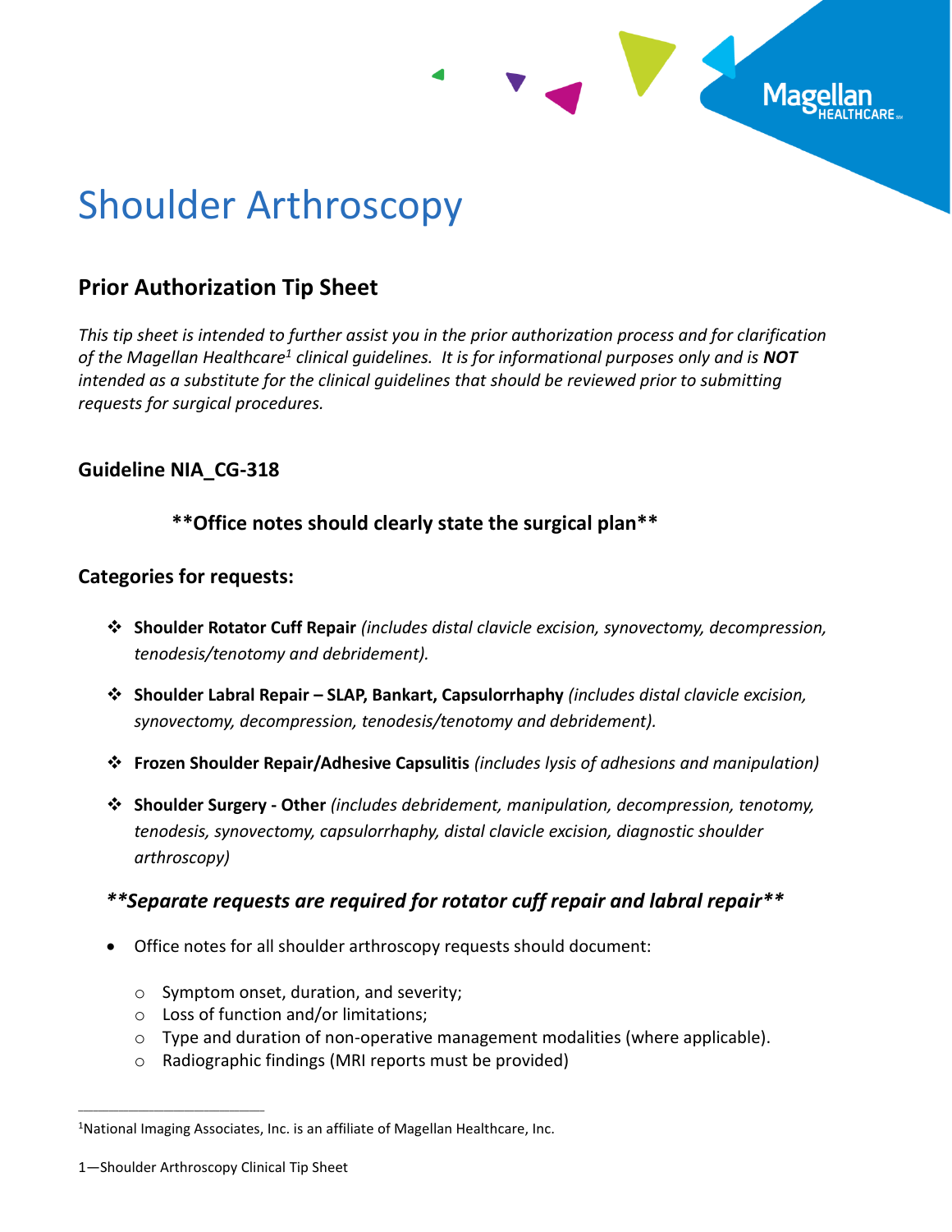# Shoulder Arthroscopy

## Prior Authorization Tip Sheet

*This tip sheet is intended to further assist you in the prior authorization process and for clarification of the Magellan Healthcare[1] clinical guidelines. It is for informational purposes only and is **NOT** intended as a substitute for the clinical guidelines that should be reviewed prior to submitting requests for surgical procedures.*

### Guideline NIA_CG-318

**\*\*Office notes should clearly state the surgical plan\*\***

### Categories for requests:

- **Shoulder Rotator Cuff Repair** *(includes distal clavicle excision, synovectomy, decompression, tenodesis/tenotomy and debridement).*
- **Shoulder Labral Repair – SLAP, Bankart, Capsulorrhaphy** *(includes distal clavicle excision, synovectomy, decompression, tenodesis/tenotomy and debridement).*
- **Frozen Shoulder Repair/Adhesive Capsulitis** *(includes lysis of adhesions and manipulation)*
- **Shoulder Surgery - Other** *(includes debridement, manipulation, decompression, tenotomy, tenodesis, synovectomy, capsulorrhaphy, distal clavicle excision, diagnostic shoulder arthroscopy)*

### ***\*\*Separate requests are required for rotator cuff repair and labral repair\*\****

- Office notes for all shoulder arthroscopy requests should document:
  - Symptom onset, duration, and severity;
  - Loss of function and/or limitations;
  - Type and duration of non-operative management modalities (where applicable).
  - Radiographic findings (MRI reports must be provided)

---

[1]National Imaging Associates, Inc. is an affiliate of Magellan Healthcare, Inc.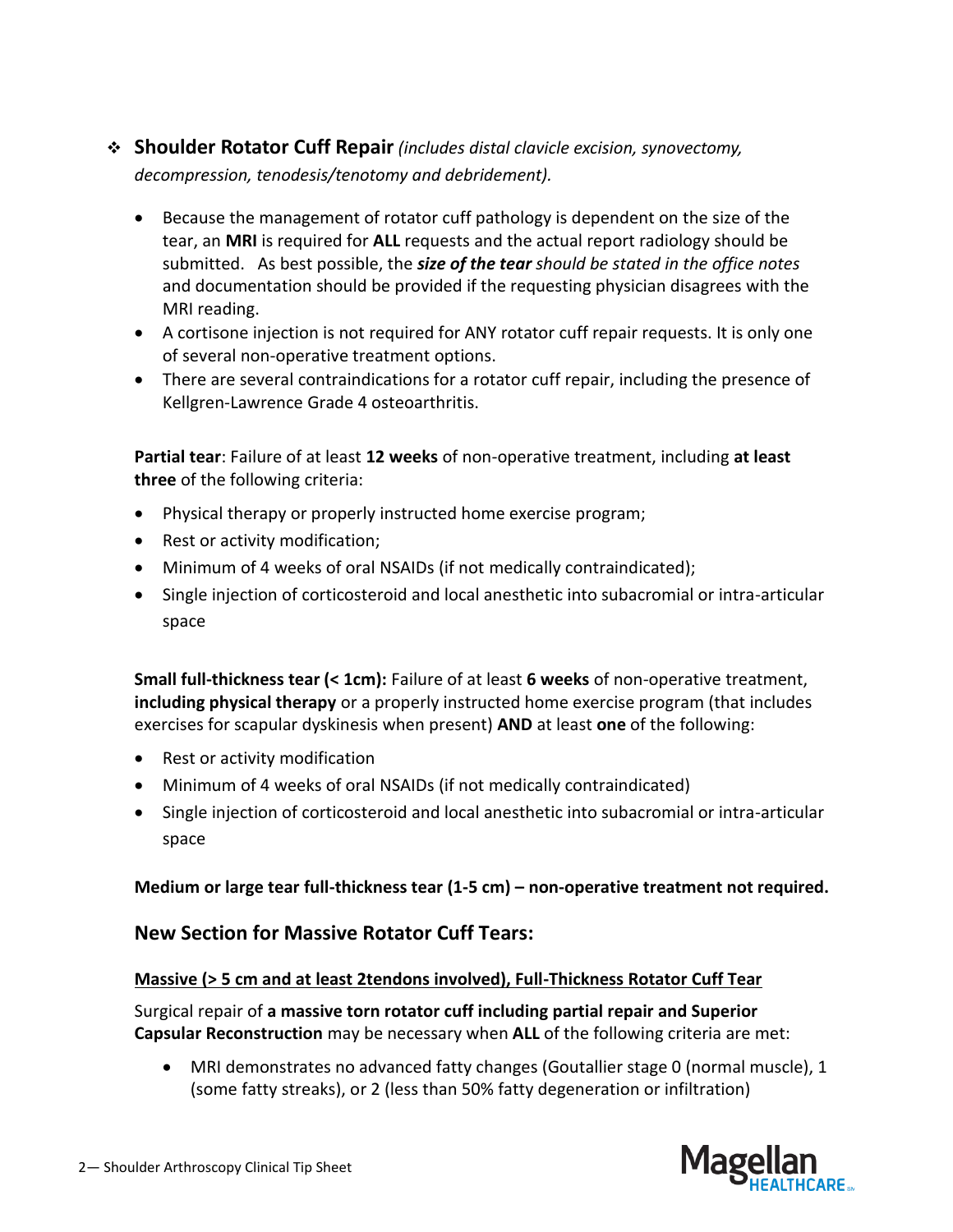- **Shoulder Rotator Cuff Repair** *(includes distal clavicle excision, synovectomy, decompression, tenodesis/tenotomy and debridement).*

  - Because the management of rotator cuff pathology is dependent on the size of the tear, an **MRI** is required for **ALL** requests and the actual report radiology should be submitted. As best possible, the ***size of the tear*** *should be stated in the office notes* and documentation should be provided if the requesting physician disagrees with the MRI reading.
  - A cortisone injection is not required for ANY rotator cuff repair requests. It is only one of several non-operative treatment options.
  - There are several contraindications for a rotator cuff repair, including the presence of Kellgren-Lawrence Grade 4 osteoarthritis.

  **Partial tear**: Failure of at least **12 weeks** of non-operative treatment, including **at least three** of the following criteria:

  - Physical therapy or properly instructed home exercise program;
  - Rest or activity modification;
  - Minimum of 4 weeks of oral NSAIDs (if not medically contraindicated);
  - Single injection of corticosteroid and local anesthetic into subacromial or intra-articular space

  **Small full-thickness tear (< 1cm):** Failure of at least **6 weeks** of non-operative treatment, **including physical therapy** or a properly instructed home exercise program (that includes exercises for scapular dyskinesis when present) **AND** at least **one** of the following:

  - Rest or activity modification
  - Minimum of 4 weeks of oral NSAIDs (if not medically contraindicated)
  - Single injection of corticosteroid and local anesthetic into subacromial or intra-articular space

  **Medium or large tear full-thickness tear (1-5 cm) – non-operative treatment not required.**

## New Section for Massive Rotator Cuff Tears:

**Massive (> 5 cm and at least 2tendons involved), Full-Thickness Rotator Cuff Tear**

Surgical repair of **a massive torn rotator cuff including partial repair and Superior Capsular Reconstruction** may be necessary when **ALL** of the following criteria are met:

- MRI demonstrates no advanced fatty changes (Goutallier stage 0 (normal muscle), 1 (some fatty streaks), or 2 (less than 50% fatty degeneration or infiltration)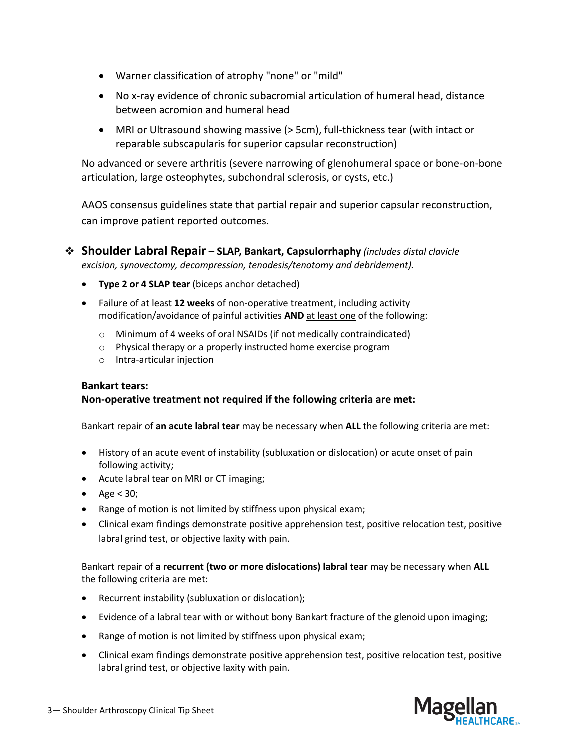- Warner classification of atrophy "none" or "mild"
- No x-ray evidence of chronic subacromial articulation of humeral head, distance between acromion and humeral head
- MRI or Ultrasound showing massive (> 5cm), full-thickness tear (with intact or reparable subscapularis for superior capsular reconstruction)

No advanced or severe arthritis (severe narrowing of glenohumeral space or bone-on-bone articulation, large osteophytes, subchondral sclerosis, or cysts, etc.)

AAOS consensus guidelines state that partial repair and superior capsular reconstruction, can improve patient reported outcomes.

## ❖ Shoulder Labral Repair – SLAP, Bankart, Capsulorrhaphy *(includes distal clavicle excision, synovectomy, decompression, tenodesis/tenotomy and debridement).*

- **Type 2 or 4 SLAP tear** (biceps anchor detached)
- Failure of at least **12 weeks** of non-operative treatment, including activity modification/avoidance of painful activities **AND** <u>at least one</u> of the following:
  - Minimum of 4 weeks of oral NSAIDs (if not medically contraindicated)
  - Physical therapy or a properly instructed home exercise program
  - Intra-articular injection

**Bankart tears:**
**Non-operative treatment not required if the following criteria are met:**

Bankart repair of **an acute labral tear** may be necessary when **ALL** the following criteria are met:

- History of an acute event of instability (subluxation or dislocation) or acute onset of pain following activity;
- Acute labral tear on MRI or CT imaging;
- Age < 30;
- Range of motion is not limited by stiffness upon physical exam;
- Clinical exam findings demonstrate positive apprehension test, positive relocation test, positive labral grind test, or objective laxity with pain.

Bankart repair of **a recurrent (two or more dislocations) labral tear** may be necessary when **ALL** the following criteria are met:

- Recurrent instability (subluxation or dislocation);
- Evidence of a labral tear with or without bony Bankart fracture of the glenoid upon imaging;
- Range of motion is not limited by stiffness upon physical exam;
- Clinical exam findings demonstrate positive apprehension test, positive relocation test, positive labral grind test, or objective laxity with pain.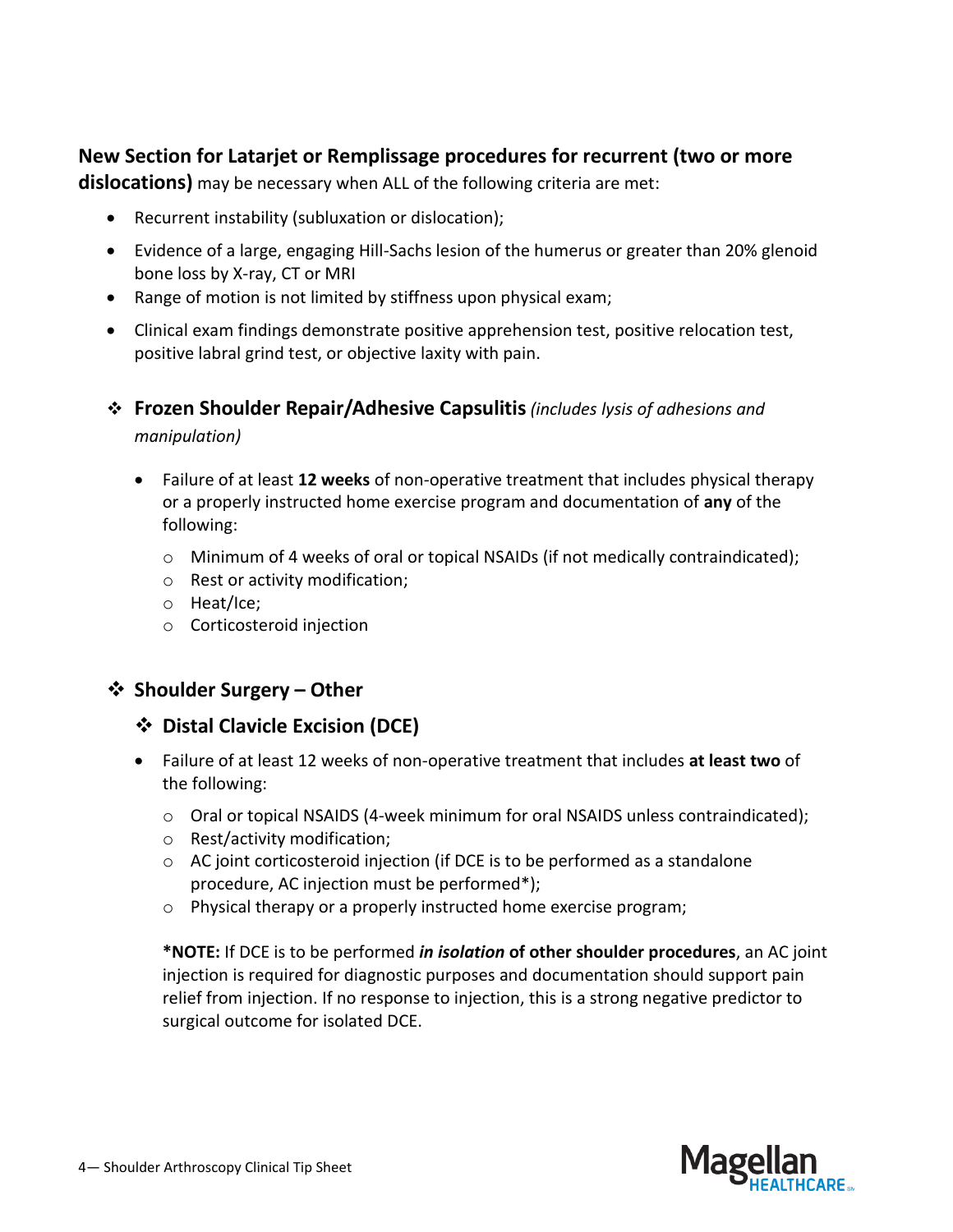**New Section for Latarjet or Remplissage procedures for recurrent (two or more dislocations)** may be necessary when ALL of the following criteria are met:

- Recurrent instability (subluxation or dislocation);
- Evidence of a large, engaging Hill-Sachs lesion of the humerus or greater than 20% glenoid bone loss by X-ray, CT or MRI
- Range of motion is not limited by stiffness upon physical exam;
- Clinical exam findings demonstrate positive apprehension test, positive relocation test, positive labral grind test, or objective laxity with pain.

### ❖ Frozen Shoulder Repair/Adhesive Capsulitis *(includes lysis of adhesions and manipulation)*

- Failure of at least **12 weeks** of non-operative treatment that includes physical therapy or a properly instructed home exercise program and documentation of **any** of the following:
  - Minimum of 4 weeks of oral or topical NSAIDs (if not medically contraindicated);
  - Rest or activity modification;
  - Heat/Ice;
  - Corticosteroid injection

## ❖ Shoulder Surgery – Other

### ❖ Distal Clavicle Excision (DCE)

- Failure of at least 12 weeks of non-operative treatment that includes **at least two** of the following:
  - Oral or topical NSAIDS (4-week minimum for oral NSAIDS unless contraindicated);
  - Rest/activity modification;
  - AC joint corticosteroid injection (if DCE is to be performed as a standalone procedure, AC injection must be performed*);
  - Physical therapy or a properly instructed home exercise program;

  ***NOTE:** If DCE is to be performed ***in isolation* of other shoulder procedures**, an AC joint injection is required for diagnostic purposes and documentation should support pain relief from injection. If no response to injection, this is a strong negative predictor to surgical outcome for isolated DCE.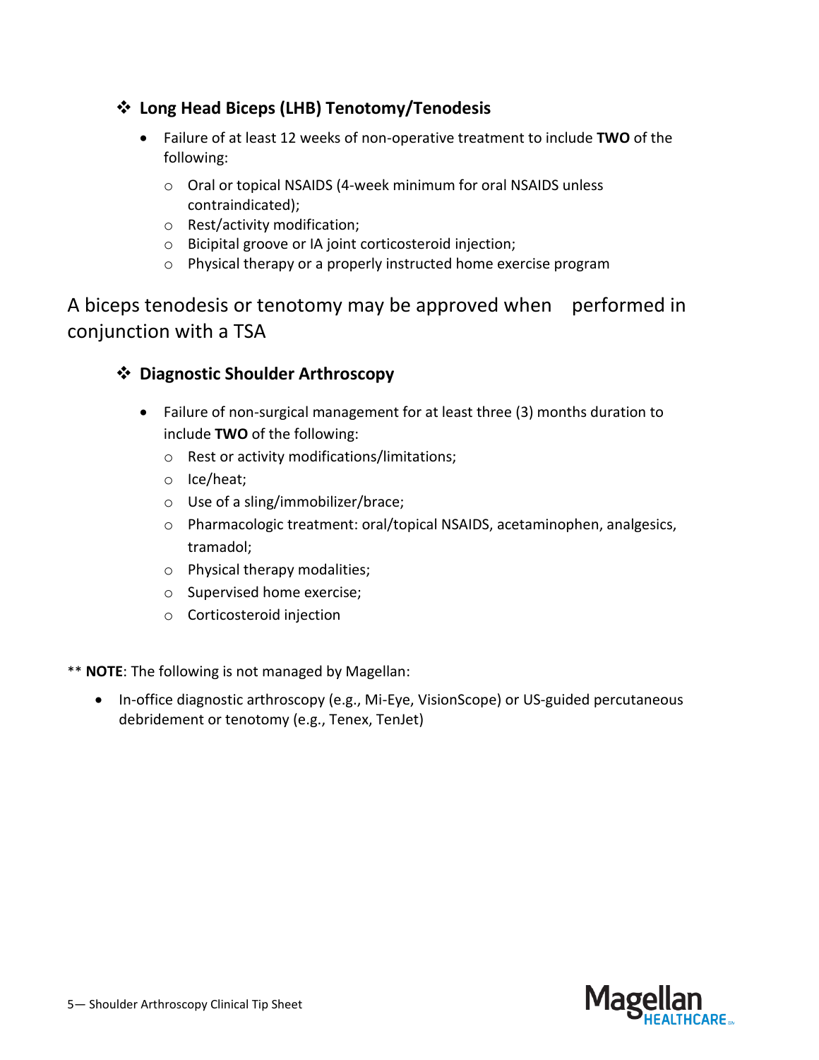### ❖ Long Head Biceps (LHB) Tenotomy/Tenodesis

- Failure of at least 12 weeks of non-operative treatment to include **TWO** of the following:
  - Oral or topical NSAIDS (4-week minimum for oral NSAIDS unless contraindicated);
  - Rest/activity modification;
  - Bicipital groove or IA joint corticosteroid injection;
  - Physical therapy or a properly instructed home exercise program

A biceps tenodesis or tenotomy may be approved when performed in conjunction with a TSA

### ❖ Diagnostic Shoulder Arthroscopy

- Failure of non-surgical management for at least three (3) months duration to include **TWO** of the following:
  - Rest or activity modifications/limitations;
  - Ice/heat;
  - Use of a sling/immobilizer/brace;
  - Pharmacologic treatment: oral/topical NSAIDS, acetaminophen, analgesics, tramadol;
  - Physical therapy modalities;
  - Supervised home exercise;
  - Corticosteroid injection

** **NOTE**: The following is not managed by Magellan:

- In-office diagnostic arthroscopy (e.g., Mi-Eye, VisionScope) or US-guided percutaneous debridement or tenotomy (e.g., Tenex, TenJet)